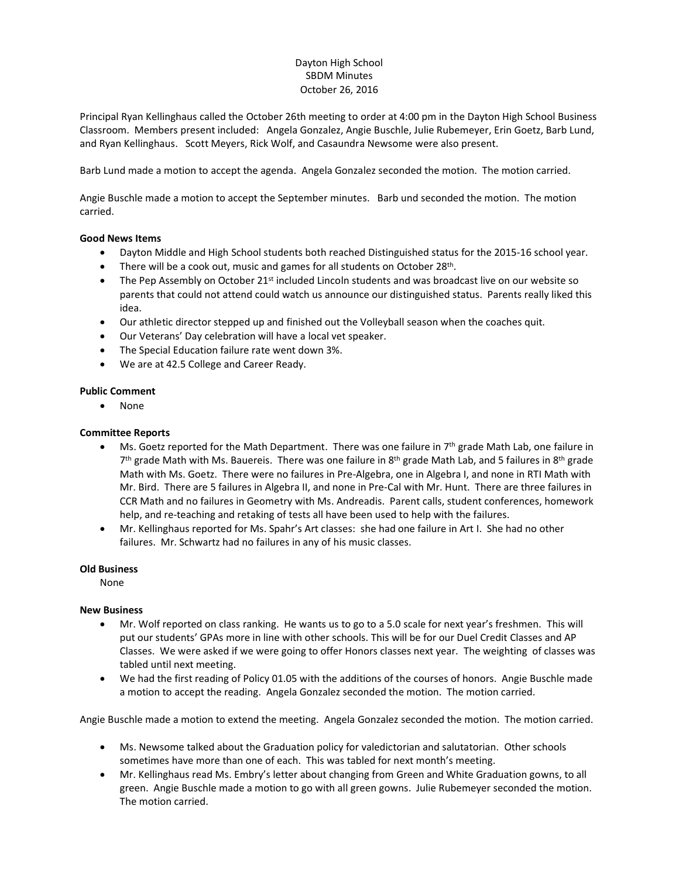Dayton High School
SBDM Minutes
October 26, 2016

Principal Ryan Kellinghaus called the October 26th meeting to order at 4:00 pm in the Dayton High School Business Classroom. Members present included: Angela Gonzalez, Angie Buschle, Julie Rubemeyer, Erin Goetz, Barb Lund, and Ryan Kellinghaus. Scott Meyers, Rick Wolf, and Casaundra Newsome were also present.

Barb Lund made a motion to accept the agenda. Angela Gonzalez seconded the motion. The motion carried.

Angie Buschle made a motion to accept the September minutes. Barb und seconded the motion. The motion carried.

**Good News Items**

- Dayton Middle and High School students both reached Distinguished status for the 2015-16 school year.
- There will be a cook out, music and games for all students on October 28th.
- The Pep Assembly on October 21st included Lincoln students and was broadcast live on our website so parents that could not attend could watch us announce our distinguished status. Parents really liked this idea.
- Our athletic director stepped up and finished out the Volleyball season when the coaches quit.
- Our Veterans' Day celebration will have a local vet speaker.
- The Special Education failure rate went down 3%.
- We are at 42.5 College and Career Ready.

**Public Comment**

- None

**Committee Reports**

- Ms. Goetz reported for the Math Department. There was one failure in 7th grade Math Lab, one failure in 7th grade Math with Ms. Bauereis. There was one failure in 8th grade Math Lab, and 5 failures in 8th grade Math with Ms. Goetz. There were no failures in Pre-Algebra, one in Algebra I, and none in RTI Math with Mr. Bird. There are 5 failures in Algebra II, and none in Pre-Cal with Mr. Hunt. There are three failures in CCR Math and no failures in Geometry with Ms. Andreadis. Parent calls, student conferences, homework help, and re-teaching and retaking of tests all have been used to help with the failures.
- Mr. Kellinghaus reported for Ms. Spahr's Art classes: she had one failure in Art I. She had no other failures. Mr. Schwartz had no failures in any of his music classes.

**Old Business**

None

**New Business**

- Mr. Wolf reported on class ranking. He wants us to go to a 5.0 scale for next year's freshmen. This will put our students' GPAs more in line with other schools. This will be for our Duel Credit Classes and AP Classes. We were asked if we were going to offer Honors classes next year. The weighting of classes was tabled until next meeting.
- We had the first reading of Policy 01.05 with the additions of the courses of honors. Angie Buschle made a motion to accept the reading. Angela Gonzalez seconded the motion. The motion carried.

Angie Buschle made a motion to extend the meeting. Angela Gonzalez seconded the motion. The motion carried.

- Ms. Newsome talked about the Graduation policy for valedictorian and salutatorian. Other schools sometimes have more than one of each. This was tabled for next month's meeting.
- Mr. Kellinghaus read Ms. Embry's letter about changing from Green and White Graduation gowns, to all green. Angie Buschle made a motion to go with all green gowns. Julie Rubemeyer seconded the motion. The motion carried.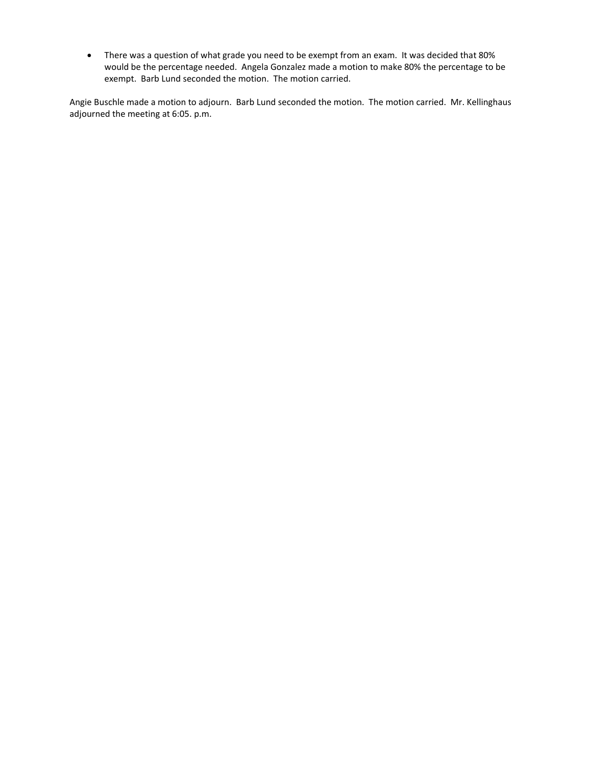- There was a question of what grade you need to be exempt from an exam. It was decided that 80% would be the percentage needed. Angela Gonzalez made a motion to make 80% the percentage to be exempt. Barb Lund seconded the motion. The motion carried.

Angie Buschle made a motion to adjourn. Barb Lund seconded the motion. The motion carried. Mr. Kellinghaus adjourned the meeting at 6:05. p.m.